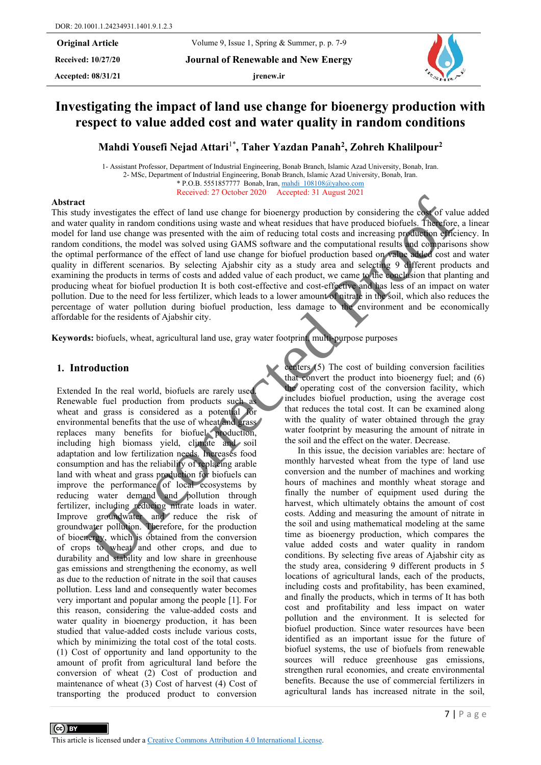DOR: 20.1001.1.24234931.1401.9.1.2.3

**Original Article**

**Received: 10/27/20**

**Accepted: 08/31/21**

**Journal of Renewable and New Energy**

**jrenew.ir**

# Investigating the impact of land use change for bioenergy production with respect to value added cost and water quality in random conditions

**Mahdi Yousefi Nejad Attari[1*], Taher Yazdan Panah[2], Zohreh Khalilpour[2]**

1- Assistant Professor, Department of Industrial Engineering, Bonab Branch, Islamic Azad University, Bonab, Iran.
2- MSc, Department of Industrial Engineering, Bonab Branch, Islamic Azad University, Bonab, Iran.
* P.O.B. 5551857777 Bonab, Iran, mahdi_108108@yahoo.com

Received: 27 October 2020 Accepted: 31 August 2021

## Abstract

This study investigates the effect of land use change for bioenergy production by considering the cost of value added and water quality in random conditions using waste and wheat residues that have produced biofuels. Therefore, a linear model for land use change was presented with the aim of reducing total costs and increasing production efficiency. In random conditions, the model was solved using GAMS software and the computational results and comparisons show the optimal performance of the effect of land use change for biofuel production based on value added cost and water quality in different scenarios. By selecting Ajabshir city as a study area and selecting 9 different products and examining the products in terms of costs and added value of each product, we came to the conclusion that planting and producing wheat for biofuel production It is both cost-effective and cost-effective and has less of an impact on water pollution. Due to the need for less fertilizer, which leads to a lower amount of nitrate in the soil, which also reduces the percentage of water pollution during biofuel production, less damage to the environment and be economically affordable for the residents of Ajabshir city.

**Keywords:** biofuels, wheat, agricultural land use, gray water footprint, multi-purpose purposes

## 1. Introduction

Extended In the real world, biofuels are rarely used. Renewable fuel production from products such as wheat and grass is considered as a potential for environmental benefits that the use of wheat and grass replaces many benefits for biofuel production, including high biomass yield, climate and soil adaptation and low fertilization needs. Increases food consumption and has the reliability of replacing arable land with wheat and grass production for biofuels can improve the performance of local ecosystems by reducing water demand and pollution through fertilizer, including reducing nitrate loads in water. Improve groundwater and reduce the risk of groundwater pollution. Therefore, for the production of bioenergy, which is obtained from the conversion of crops to wheat and other crops, and due to durability and stability and low share in greenhouse gas emissions and strengthening the economy, as well as due to the reduction of nitrate in the soil that causes pollution. Less land and consequently water becomes very important and popular among the people [1]. For this reason, considering the value-added costs and water quality in bioenergy production, it has been studied that value-added costs include various costs, which by minimizing the total cost of the total costs. (1) Cost of opportunity and land opportunity to the amount of profit from agricultural land before the conversion of wheat (2) Cost of production and maintenance of wheat (3) Cost of harvest (4) Cost of transporting the produced product to conversion centers (5) The cost of building conversion facilities that convert the product into bioenergy fuel; and (6) the operating cost of the conversion facility, which includes biofuel production, using the average cost that reduces the total cost. It can be examined along with the quality of water obtained through the gray water footprint by measuring the amount of nitrate in the soil and the effect on the water. Decrease.

In this issue, the decision variables are: hectare of monthly harvested wheat from the type of land use conversion and the number of machines and working hours of machines and monthly wheat storage and finally the number of equipment used during the harvest, which ultimately obtains the amount of cost costs. Adding and measuring the amount of nitrate in the soil and using mathematical modeling at the same time as bioenergy production, which compares the value added costs and water quality in random conditions. By selecting five areas of Ajabshir city as the study area, considering 9 different products in 5 locations of agricultural lands, each of the products, including costs and profitability, has been examined, and finally the products, which in terms of It has both cost and profitability and less impact on water pollution and the environment. It is selected for biofuel production. Since water resources have been identified as an important issue for the future of biofuel systems, the use of biofuels from renewable sources will reduce greenhouse gas emissions, strengthen rural economies, and create environmental benefits. Because the use of commercial fertilizers in agricultural lands has increased nitrate in the soil,

This article is licensed under a Creative Commons Attribution 4.0 International License.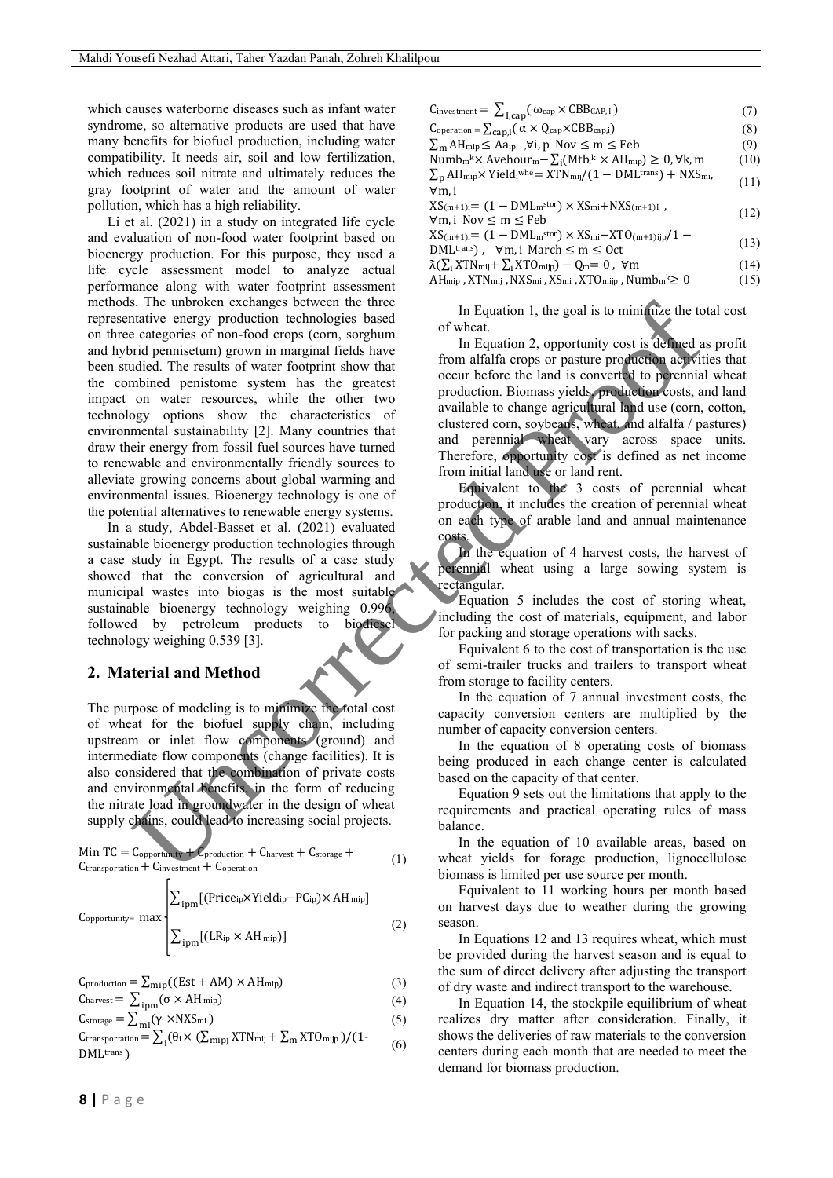which causes waterborne diseases such as infant water syndrome, so alternative products are used that have many benefits for biofuel production, including water compatibility. It needs air, soil and low fertilization, which reduces soil nitrate and ultimately reduces the gray footprint of water and the amount of water pollution, which has a high reliability.

Li et al. (2021) in a study on integrated life cycle and evaluation of non-food water footprint based on bioenergy production. For this purpose, they used a life cycle assessment model to analyze actual performance along with water footprint assessment methods. The unbroken exchanges between the three representative energy production technologies based on three categories of non-food crops (corn, sorghum and hybrid pennisetum) grown in marginal fields have been studied. The results of water footprint show that the combined penistome system has the greatest impact on water resources, while the other two technology options show the characteristics of environmental sustainability [2]. Many countries that draw their energy from fossil fuel sources have turned to renewable and environmentally friendly sources to alleviate growing concerns about global warming and environmental issues. Bioenergy technology is one of the potential alternatives to renewable energy systems.

In a study, Abdel-Basset et al. (2021) evaluated sustainable bioenergy production technologies through a case study in Egypt. The results of a case study showed that the conversion of agricultural and municipal wastes into biogas is the most suitable sustainable bioenergy technology weighing 0.996, followed by petroleum products to biodiesel technology weighing 0.539 [3].

## 2. Material and Method

The purpose of modeling is to minimize the total cost of wheat for the biofuel supply chain, including upstream or inlet flow components (ground) and intermediate flow components (change facilities). It is also considered that the combination of private costs and environmental benefits, in the form of reducing the nitrate load in groundwater in the design of wheat supply chains, could lead to increasing social projects.

$$\text{Min TC} = C_{opportunity} + C_{production} + C_{harvest} + C_{storage} + C_{transportation} + C_{investment} + C_{operation} \quad (1)$$

$$C_{opportunity} = \max \begin{cases} \sum_{ipm}[(Price_{ip} \times Yield_{ip} - PC_{ip}) \times AH_{mip}] \\ \sum_{ipm}[(LR_{ip} \times AH_{mip})] \end{cases} \quad (2)$$

$$C_{production} = \sum_{mip}((Est + AM) \times AH_{mip}) \quad (3)$$

$$C_{harvest} = \sum_{ipm}(\sigma \times AH_{mip}) \quad (4)$$

$$C_{storage} = \sum_{mi}(\gamma_i \times NXS_{mi}) \quad (5)$$

$$C_{transportation} = \sum_{i}(\theta_i \times (\sum_{mipj} XTN_{mij} + \sum_{m} XTO_{mijp})/(1 - DML^{trans})) \quad (6)$$

$$C_{investment} = \sum_{I,cap}(\omega_{cap} \times CBB_{CAP,I}) \quad (7)$$

$$C_{operation} = \sum_{cap,i}(\alpha \times Q_{cap} \times CBB_{cap,i}) \quad (8)$$

$$\sum_{m} AH_{mip} \leq Aa_{ip} \quad \forall i, p \quad Nov \leq m \leq Feb \quad (9)$$

$$Numb_m^k \times Avehour_m - \sum_{i}(Mtb_i^k \times AH_{mip}) \geq 0, \forall k, m \quad (10)$$

$$\sum_{p} AH_{mip} \times Yield_i^{whe} = XTN_{mij}/(1 - DML^{trans}) + NXS_{mi}, \quad \forall m, i \quad (11)$$

$$XS_{(m+1)i} = (1 - DML_m^{stor}) \times XS_{mi} + NXS_{(m+1)I}, \quad \forall m, i \quad Nov \leq m \leq Feb \quad (12)$$

$$XS_{(m+1)i} = (1 - DML_m^{stor}) \times XS_{mi} - XTO_{(m+1)ijp}/1 - DML^{trans}), \quad \forall m, i \quad March \leq m \leq Oct \quad (13)$$

$$\lambda(\sum_{i} XTN_{mij} + \sum_{i} XTO_{mijp}) - Q_m = 0, \quad \forall m \quad (14)$$

$$AH_{mip}, XTN_{mij}, NXS_{mi}, XS_{mi}, XTO_{mijp}, Numb_m^k \geq 0 \quad (15)$$

In Equation 1, the goal is to minimize the total cost of wheat.

In Equation 2, opportunity cost is defined as profit from alfalfa crops or pasture production activities that occur before the land is converted to perennial wheat production. Biomass yields, production costs, and land available to change agricultural land use (corn, cotton, clustered corn, soybeans, wheat, and alfalfa / pastures) and perennial wheat vary across space units. Therefore, opportunity cost is defined as net income from initial land use or land rent.

Equivalent to the 3 costs of perennial wheat production, it includes the creation of perennial wheat on each type of arable land and annual maintenance costs.

In the equation of 4 harvest costs, the harvest of perennial wheat using a large sowing system is rectangular.

Equation 5 includes the cost of storing wheat, including the cost of materials, equipment, and labor for packing and storage operations with sacks.

Equivalent 6 to the cost of transportation is the use of semi-trailer trucks and trailers to transport wheat from storage to facility centers.

In the equation of 7 annual investment costs, the capacity conversion centers are multiplied by the number of capacity conversion centers.

In the equation of 8 operating costs of biomass being produced in each change center is calculated based on the capacity of that center.

Equation 9 sets out the limitations that apply to the requirements and practical operating rules of mass balance.

In the equation of 10 available areas, based on wheat yields for forage production, lignocellulose biomass is limited per use source per month.

Equivalent to 11 working hours per month based on harvest days due to weather during the growing season.

In Equations 12 and 13 requires wheat, which must be provided during the harvest season and is equal to the sum of direct delivery after adjusting the transport of dry waste and indirect transport to the warehouse.

In Equation 14, the stockpile equilibrium of wheat realizes dry matter after consideration. Finally, it shows the deliveries of raw materials to the conversion centers during each month that are needed to meet the demand for biomass production.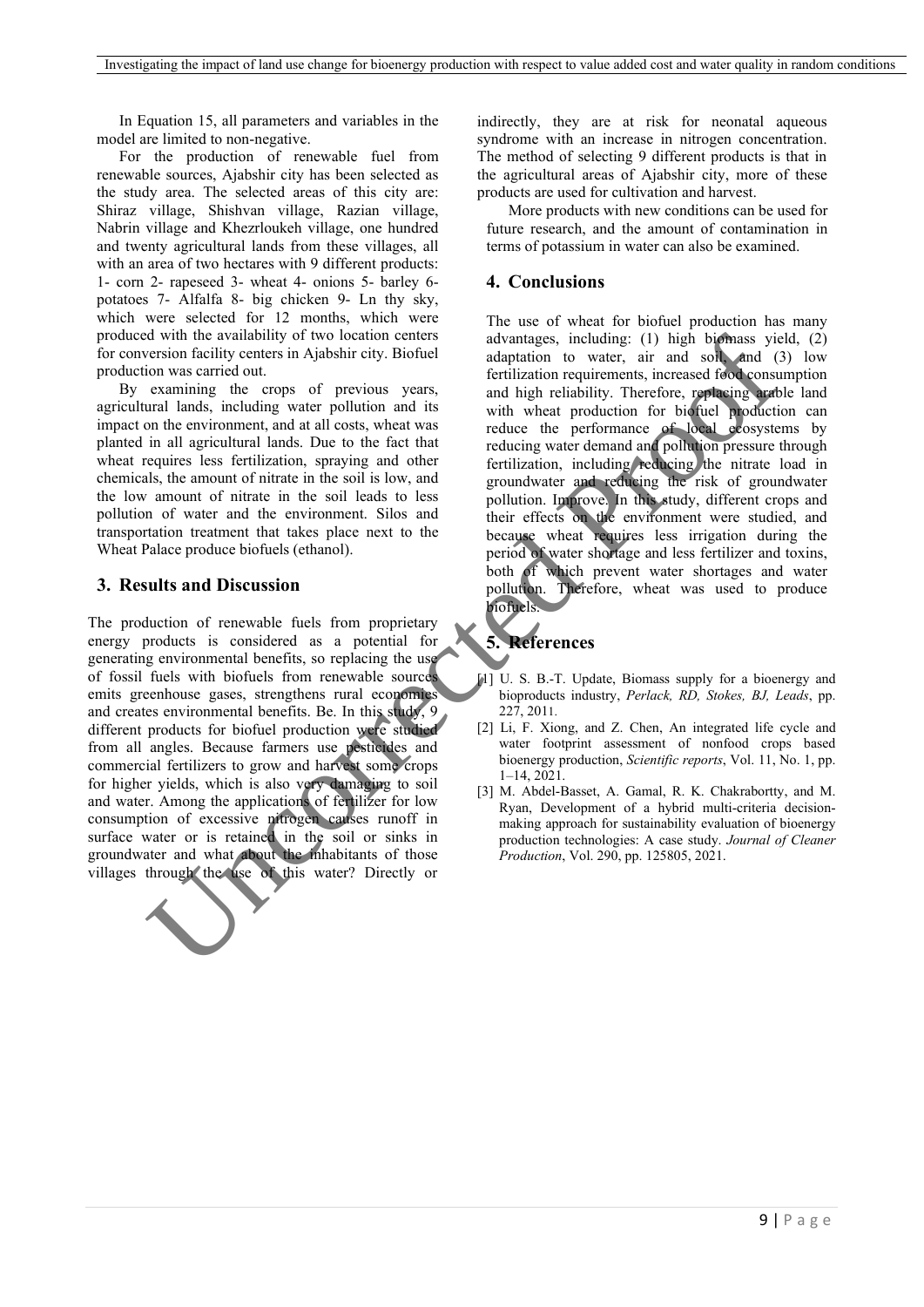In Equation 15, all parameters and variables in the model are limited to non-negative.

For the production of renewable fuel from renewable sources, Ajabshir city has been selected as the study area. The selected areas of this city are: Shiraz village, Shishvan village, Razian village, Nabrin village and Khezrloukeh village, one hundred and twenty agricultural lands from these villages, all with an area of two hectares with 9 different products: 1- corn 2- rapeseed 3- wheat 4- onions 5- barley 6- potatoes 7- Alfalfa 8- big chicken 9- Ln thy sky, which were selected for 12 months, which were produced with the availability of two location centers for conversion facility centers in Ajabshir city. Biofuel production was carried out.

By examining the crops of previous years, agricultural lands, including water pollution and its impact on the environment, and at all costs, wheat was planted in all agricultural lands. Due to the fact that wheat requires less fertilization, spraying and other chemicals, the amount of nitrate in the soil is low, and the low amount of nitrate in the soil leads to less pollution of water and the environment. Silos and transportation treatment that takes place next to the Wheat Palace produce biofuels (ethanol).

## 3. Results and Discussion

The production of renewable fuels from proprietary energy products is considered as a potential for generating environmental benefits, so replacing the use of fossil fuels with biofuels from renewable sources emits greenhouse gases, strengthens rural economies and creates environmental benefits. Be. In this study, 9 different products for biofuel production were studied from all angles. Because farmers use pesticides and commercial fertilizers to grow and harvest some crops for higher yields, which is also very damaging to soil and water. Among the applications of fertilizer for low consumption of excessive nitrogen causes runoff in surface water or is retained in the soil or sinks in groundwater and what about the inhabitants of those villages through the use of this water? Directly or indirectly, they are at risk for neonatal aqueous syndrome with an increase in nitrogen concentration. The method of selecting 9 different products is that in the agricultural areas of Ajabshir city, more of these products are used for cultivation and harvest.

More products with new conditions can be used for future research, and the amount of contamination in terms of potassium in water can also be examined.

## 4. Conclusions

The use of wheat for biofuel production has many advantages, including: (1) high biomass yield, (2) adaptation to water, air and soil, and (3) low fertilization requirements, increased food consumption and high reliability. Therefore, replacing arable land with wheat production for biofuel production can reduce the performance of local ecosystems by reducing water demand and pollution pressure through fertilization, including reducing the nitrate load in groundwater and reducing the risk of groundwater pollution. Improve. In this study, different crops and their effects on the environment were studied, and because wheat requires less irrigation during the period of water shortage and less fertilizer and toxins, both of which prevent water shortages and water pollution. Therefore, wheat was used to produce biofuels.

## 5. References

[1] U. S. B.-T. Update, Biomass supply for a bioenergy and bioproducts industry, *Perlack, RD, Stokes, BJ, Leads*, pp. 227, 2011.

[2] Li, F. Xiong, and Z. Chen, An integrated life cycle and water footprint assessment of nonfood crops based bioenergy production, *Scientific reports*, Vol. 11, No. 1, pp. 1–14, 2021.

[3] M. Abdel-Basset, A. Gamal, R. K. Chakrabortty, and M. Ryan, Development of a hybrid multi-criteria decision-making approach for sustainability evaluation of bioenergy production technologies: A case study. *Journal of Cleaner Production*, Vol. 290, pp. 125805, 2021.